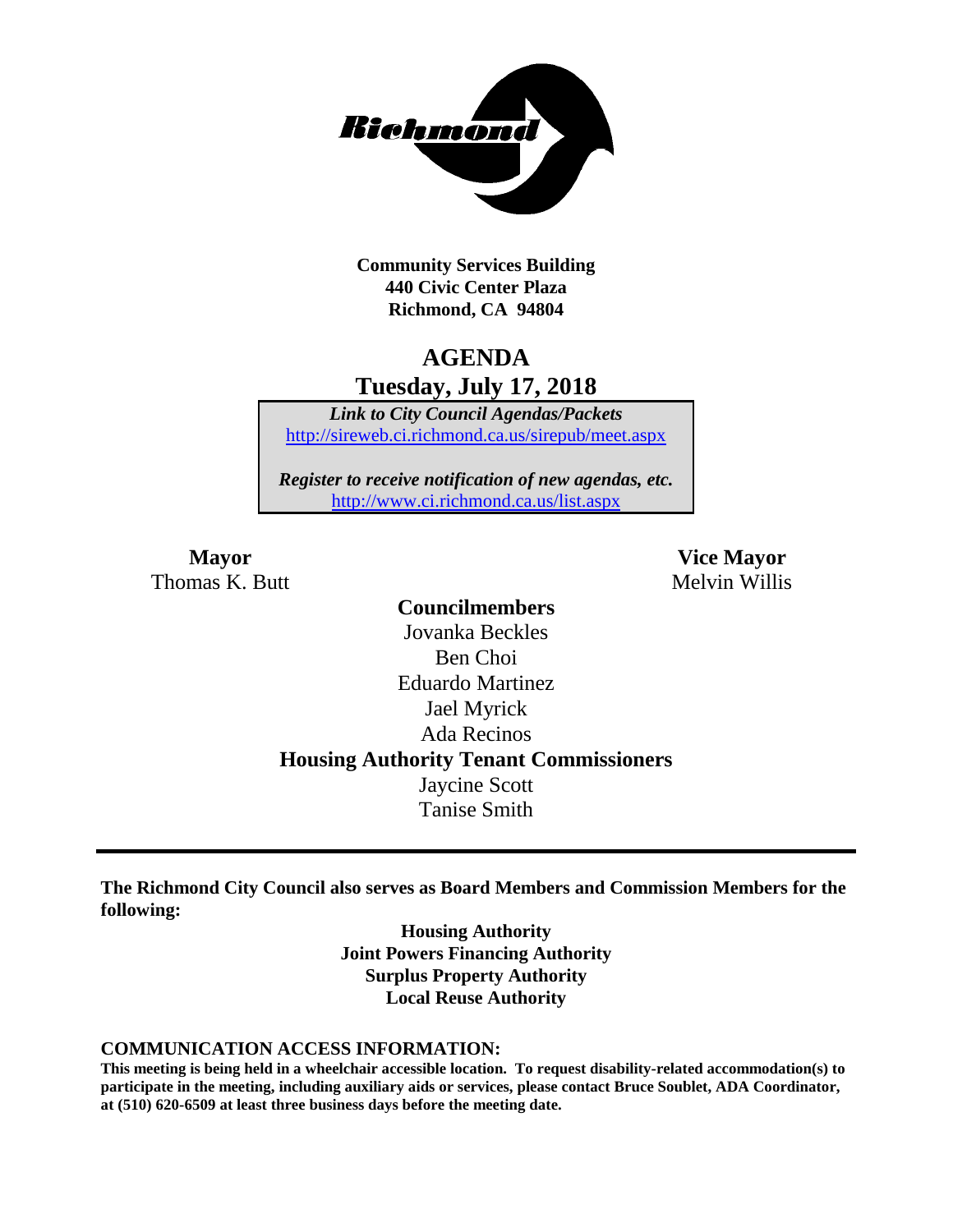**Community Services Building**
**440 Civic Center Plaza**
**Richmond, CA 94804**

# AGENDA
## Tuesday, July 17, 2018

*Link to City Council Agendas/Packets*
http://sireweb.ci.richmond.ca.us/sirepub/meet.aspx

*Register to receive notification of new agendas, etc.*
http://www.ci.richmond.ca.us/list.aspx

**Mayor**
Thomas K. Butt

**Vice Mayor**
Melvin Willis

**Councilmembers**
Jovanka Beckles
Ben Choi
Eduardo Martinez
Jael Myrick
Ada Recinos

**Housing Authority Tenant Commissioners**
Jaycine Scott
Tanise Smith

---

**The Richmond City Council also serves as Board Members and Commission Members for the following:**

**Housing Authority**
**Joint Powers Financing Authority**
**Surplus Property Authority**
**Local Reuse Authority**

**COMMUNICATION ACCESS INFORMATION:**
**This meeting is being held in a wheelchair accessible location. To request disability-related accommodation(s) to participate in the meeting, including auxiliary aids or services, please contact Bruce Soublet, ADA Coordinator, at (510) 620-6509 at least three business days before the meeting date.**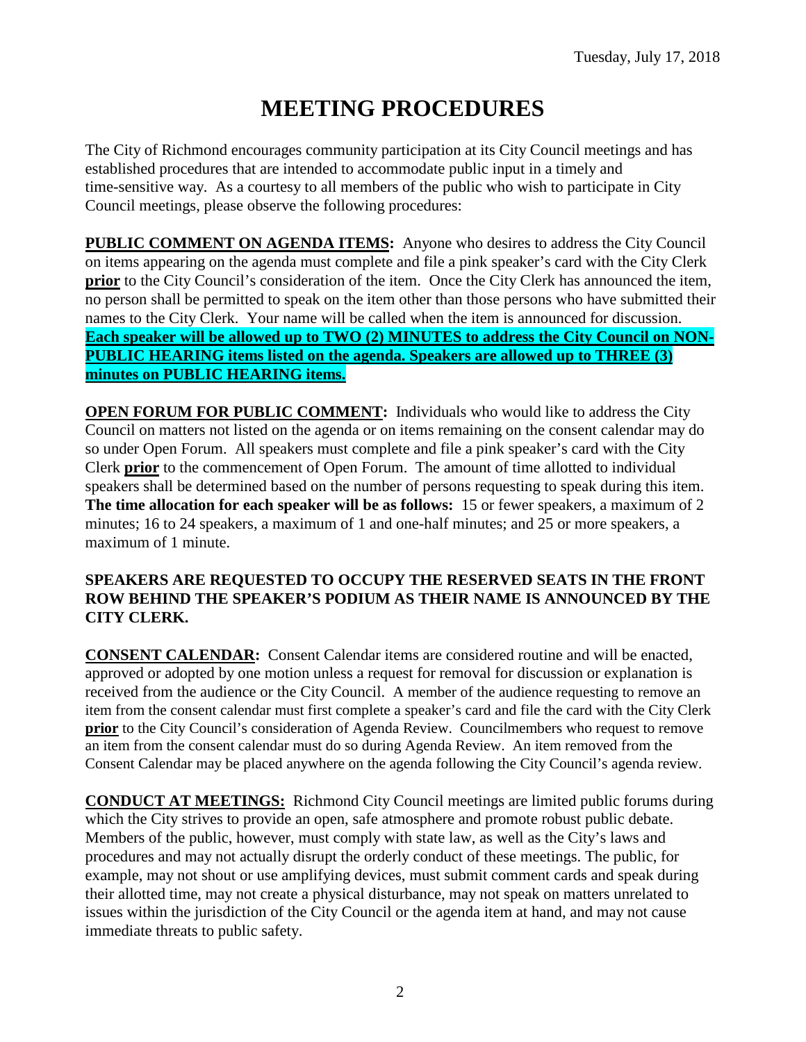Tuesday, July 17, 2018

# MEETING PROCEDURES

The City of Richmond encourages community participation at its City Council meetings and has established procedures that are intended to accommodate public input in a timely and time-sensitive way. As a courtesy to all members of the public who wish to participate in City Council meetings, please observe the following procedures:

**PUBLIC COMMENT ON AGENDA ITEMS:** Anyone who desires to address the City Council on items appearing on the agenda must complete and file a pink speaker's card with the City Clerk **prior** to the City Council's consideration of the item. Once the City Clerk has announced the item, no person shall be permitted to speak on the item other than those persons who have submitted their names to the City Clerk. Your name will be called when the item is announced for discussion. **Each speaker will be allowed up to TWO (2) MINUTES to address the City Council on NON-PUBLIC HEARING items listed on the agenda. Speakers are allowed up to THREE (3) minutes on PUBLIC HEARING items.**

**OPEN FORUM FOR PUBLIC COMMENT:** Individuals who would like to address the City Council on matters not listed on the agenda or on items remaining on the consent calendar may do so under Open Forum. All speakers must complete and file a pink speaker's card with the City Clerk **prior** to the commencement of Open Forum. The amount of time allotted to individual speakers shall be determined based on the number of persons requesting to speak during this item. **The time allocation for each speaker will be as follows:** 15 or fewer speakers, a maximum of 2 minutes; 16 to 24 speakers, a maximum of 1 and one-half minutes; and 25 or more speakers, a maximum of 1 minute.

**SPEAKERS ARE REQUESTED TO OCCUPY THE RESERVED SEATS IN THE FRONT ROW BEHIND THE SPEAKER'S PODIUM AS THEIR NAME IS ANNOUNCED BY THE CITY CLERK.**

**CONSENT CALENDAR:** Consent Calendar items are considered routine and will be enacted, approved or adopted by one motion unless a request for removal for discussion or explanation is received from the audience or the City Council. A member of the audience requesting to remove an item from the consent calendar must first complete a speaker's card and file the card with the City Clerk **prior** to the City Council's consideration of Agenda Review. Councilmembers who request to remove an item from the consent calendar must do so during Agenda Review. An item removed from the Consent Calendar may be placed anywhere on the agenda following the City Council's agenda review.

**CONDUCT AT MEETINGS:** Richmond City Council meetings are limited public forums during which the City strives to provide an open, safe atmosphere and promote robust public debate. Members of the public, however, must comply with state law, as well as the City's laws and procedures and may not actually disrupt the orderly conduct of these meetings. The public, for example, may not shout or use amplifying devices, must submit comment cards and speak during their allotted time, may not create a physical disturbance, may not speak on matters unrelated to issues within the jurisdiction of the City Council or the agenda item at hand, and may not cause immediate threats to public safety.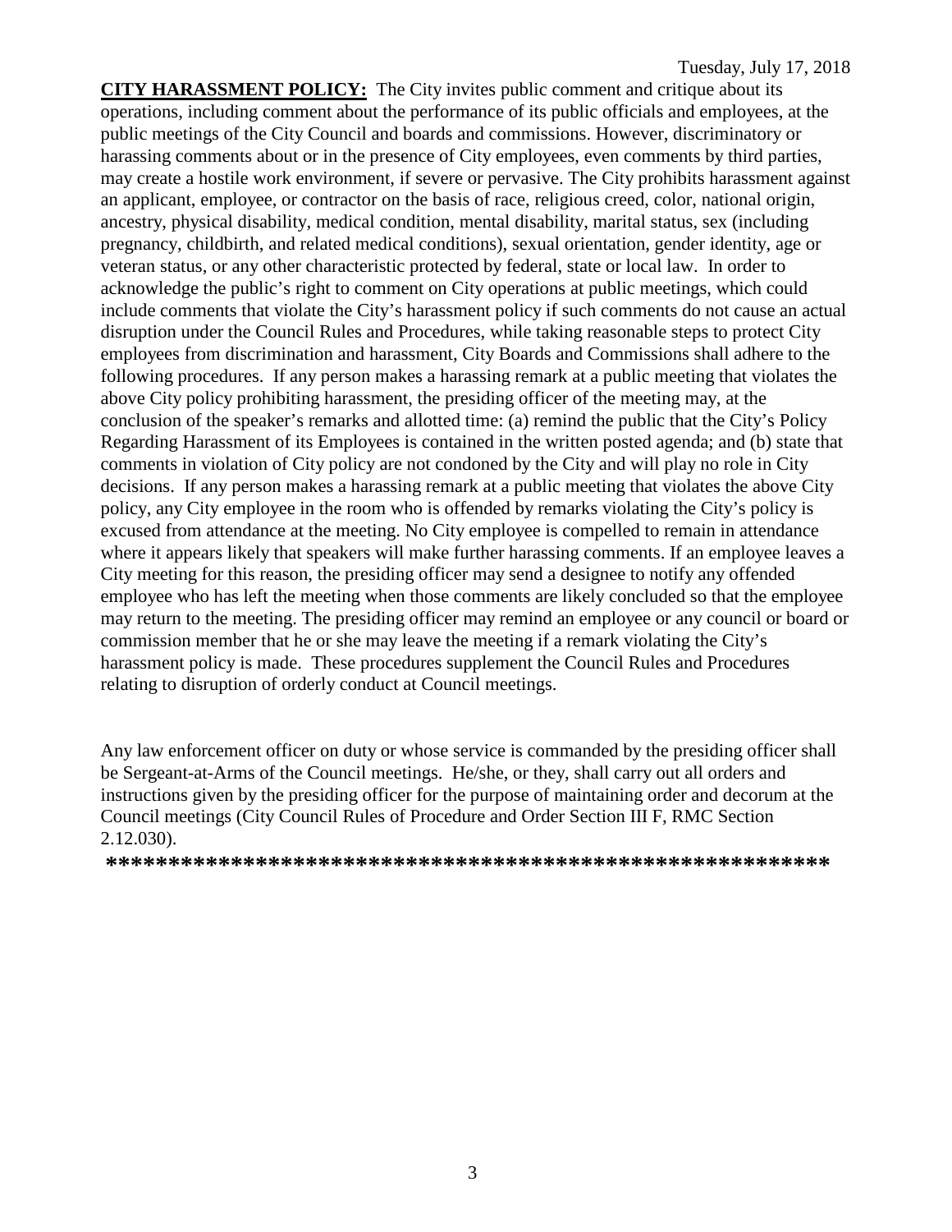**CITY HARASSMENT POLICY:** The City invites public comment and critique about its operations, including comment about the performance of its public officials and employees, at the public meetings of the City Council and boards and commissions. However, discriminatory or harassing comments about or in the presence of City employees, even comments by third parties, may create a hostile work environment, if severe or pervasive. The City prohibits harassment against an applicant, employee, or contractor on the basis of race, religious creed, color, national origin, ancestry, physical disability, medical condition, mental disability, marital status, sex (including pregnancy, childbirth, and related medical conditions), sexual orientation, gender identity, age or veteran status, or any other characteristic protected by federal, state or local law. In order to acknowledge the public's right to comment on City operations at public meetings, which could include comments that violate the City's harassment policy if such comments do not cause an actual disruption under the Council Rules and Procedures, while taking reasonable steps to protect City employees from discrimination and harassment, City Boards and Commissions shall adhere to the following procedures. If any person makes a harassing remark at a public meeting that violates the above City policy prohibiting harassment, the presiding officer of the meeting may, at the conclusion of the speaker's remarks and allotted time: (a) remind the public that the City's Policy Regarding Harassment of its Employees is contained in the written posted agenda; and (b) state that comments in violation of City policy are not condoned by the City and will play no role in City decisions. If any person makes a harassing remark at a public meeting that violates the above City policy, any City employee in the room who is offended by remarks violating the City's policy is excused from attendance at the meeting. No City employee is compelled to remain in attendance where it appears likely that speakers will make further harassing comments. If an employee leaves a City meeting for this reason, the presiding officer may send a designee to notify any offended employee who has left the meeting when those comments are likely concluded so that the employee may return to the meeting. The presiding officer may remind an employee or any council or board or commission member that he or she may leave the meeting if a remark violating the City's harassment policy is made. These procedures supplement the Council Rules and Procedures relating to disruption of orderly conduct at Council meetings.

Any law enforcement officer on duty or whose service is commanded by the presiding officer shall be Sergeant-at-Arms of the Council meetings. He/she, or they, shall carry out all orders and instructions given by the presiding officer for the purpose of maintaining order and decorum at the Council meetings (City Council Rules of Procedure and Order Section III F, RMC Section 2.12.030).

**\*\*\*\*\*\*\*\*\*\*\*\*\*\*\*\*\*\*\*\*\*\*\*\*\*\*\*\*\*\*\*\*\*\*\*\*\*\*\*\*\*\*\*\*\*\*\*\*\*\*\*\*\*\*\*\*\*\*\***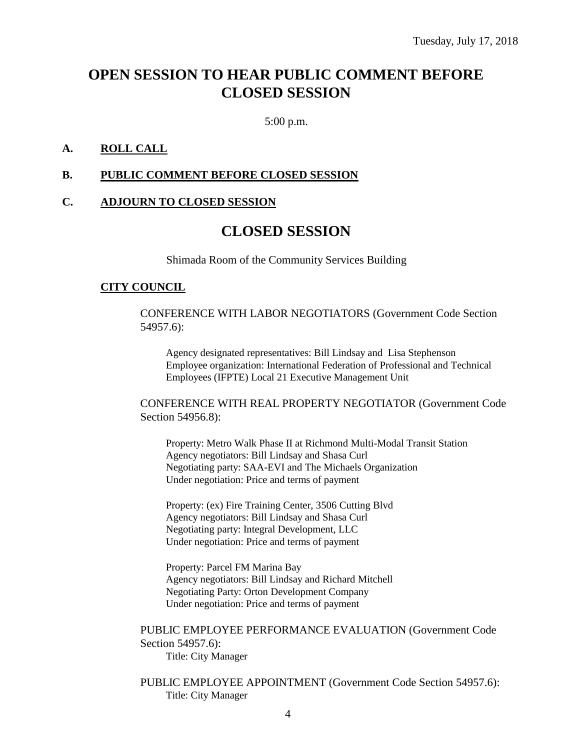Tuesday, July 17, 2018

# OPEN SESSION TO HEAR PUBLIC COMMENT BEFORE CLOSED SESSION

5:00 p.m.

**A. ROLL CALL**

**B. PUBLIC COMMENT BEFORE CLOSED SESSION**

**C. ADJOURN TO CLOSED SESSION**

# CLOSED SESSION

Shimada Room of the Community Services Building

**CITY COUNCIL**

CONFERENCE WITH LABOR NEGOTIATORS (Government Code Section 54957.6):

Agency designated representatives: Bill Lindsay and Lisa Stephenson
Employee organization: International Federation of Professional and Technical Employees (IFPTE) Local 21 Executive Management Unit

CONFERENCE WITH REAL PROPERTY NEGOTIATOR (Government Code Section 54956.8):

Property: Metro Walk Phase II at Richmond Multi-Modal Transit Station
Agency negotiators: Bill Lindsay and Shasa Curl
Negotiating party: SAA-EVI and The Michaels Organization
Under negotiation: Price and terms of payment

Property: (ex) Fire Training Center, 3506 Cutting Blvd
Agency negotiators: Bill Lindsay and Shasa Curl
Negotiating party: Integral Development, LLC
Under negotiation: Price and terms of payment

Property: Parcel FM Marina Bay
Agency negotiators: Bill Lindsay and Richard Mitchell
Negotiating Party: Orton Development Company
Under negotiation: Price and terms of payment

PUBLIC EMPLOYEE PERFORMANCE EVALUATION (Government Code Section 54957.6):
Title: City Manager

PUBLIC EMPLOYEE APPOINTMENT (Government Code Section 54957.6):
Title: City Manager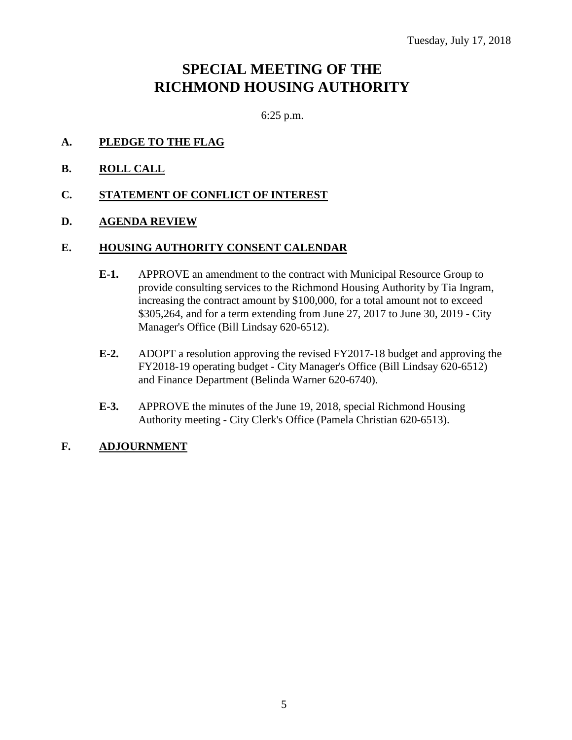Tuesday, July 17, 2018

# SPECIAL MEETING OF THE RICHMOND HOUSING AUTHORITY

6:25 p.m.

**A. PLEDGE TO THE FLAG**

**B. ROLL CALL**

**C. STATEMENT OF CONFLICT OF INTEREST**

**D. AGENDA REVIEW**

**E. HOUSING AUTHORITY CONSENT CALENDAR**

**E-1.** APPROVE an amendment to the contract with Municipal Resource Group to provide consulting services to the Richmond Housing Authority by Tia Ingram, increasing the contract amount by $100,000, for a total amount not to exceed $305,264, and for a term extending from June 27, 2017 to June 30, 2019 - City Manager's Office (Bill Lindsay 620-6512).

**E-2.** ADOPT a resolution approving the revised FY2017-18 budget and approving the FY2018-19 operating budget - City Manager's Office (Bill Lindsay 620-6512) and Finance Department (Belinda Warner 620-6740).

**E-3.** APPROVE the minutes of the June 19, 2018, special Richmond Housing Authority meeting - City Clerk's Office (Pamela Christian 620-6513).

**F. ADJOURNMENT**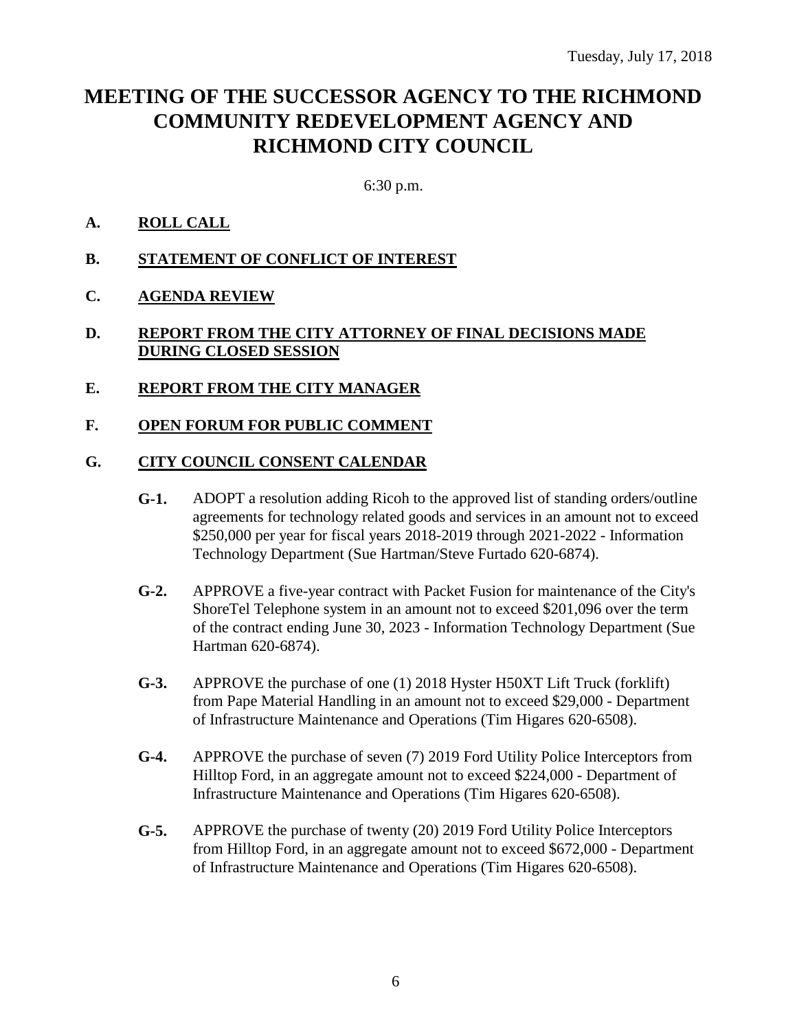Tuesday, July 17, 2018

# MEETING OF THE SUCCESSOR AGENCY TO THE RICHMOND COMMUNITY REDEVELOPMENT AGENCY AND RICHMOND CITY COUNCIL

6:30 p.m.

**A. ROLL CALL**

**B. STATEMENT OF CONFLICT OF INTEREST**

**C. AGENDA REVIEW**

**D. REPORT FROM THE CITY ATTORNEY OF FINAL DECISIONS MADE DURING CLOSED SESSION**

**E. REPORT FROM THE CITY MANAGER**

**F. OPEN FORUM FOR PUBLIC COMMENT**

**G. CITY COUNCIL CONSENT CALENDAR**

**G-1.** ADOPT a resolution adding Ricoh to the approved list of standing orders/outline agreements for technology related goods and services in an amount not to exceed $250,000 per year for fiscal years 2018-2019 through 2021-2022 - Information Technology Department (Sue Hartman/Steve Furtado 620-6874).

**G-2.** APPROVE a five-year contract with Packet Fusion for maintenance of the City's ShoreTel Telephone system in an amount not to exceed $201,096 over the term of the contract ending June 30, 2023 - Information Technology Department (Sue Hartman 620-6874).

**G-3.** APPROVE the purchase of one (1) 2018 Hyster H50XT Lift Truck (forklift) from Pape Material Handling in an amount not to exceed $29,000 - Department of Infrastructure Maintenance and Operations (Tim Higares 620-6508).

**G-4.** APPROVE the purchase of seven (7) 2019 Ford Utility Police Interceptors from Hilltop Ford, in an aggregate amount not to exceed $224,000 - Department of Infrastructure Maintenance and Operations (Tim Higares 620-6508).

**G-5.** APPROVE the purchase of twenty (20) 2019 Ford Utility Police Interceptors from Hilltop Ford, in an aggregate amount not to exceed $672,000 - Department of Infrastructure Maintenance and Operations (Tim Higares 620-6508).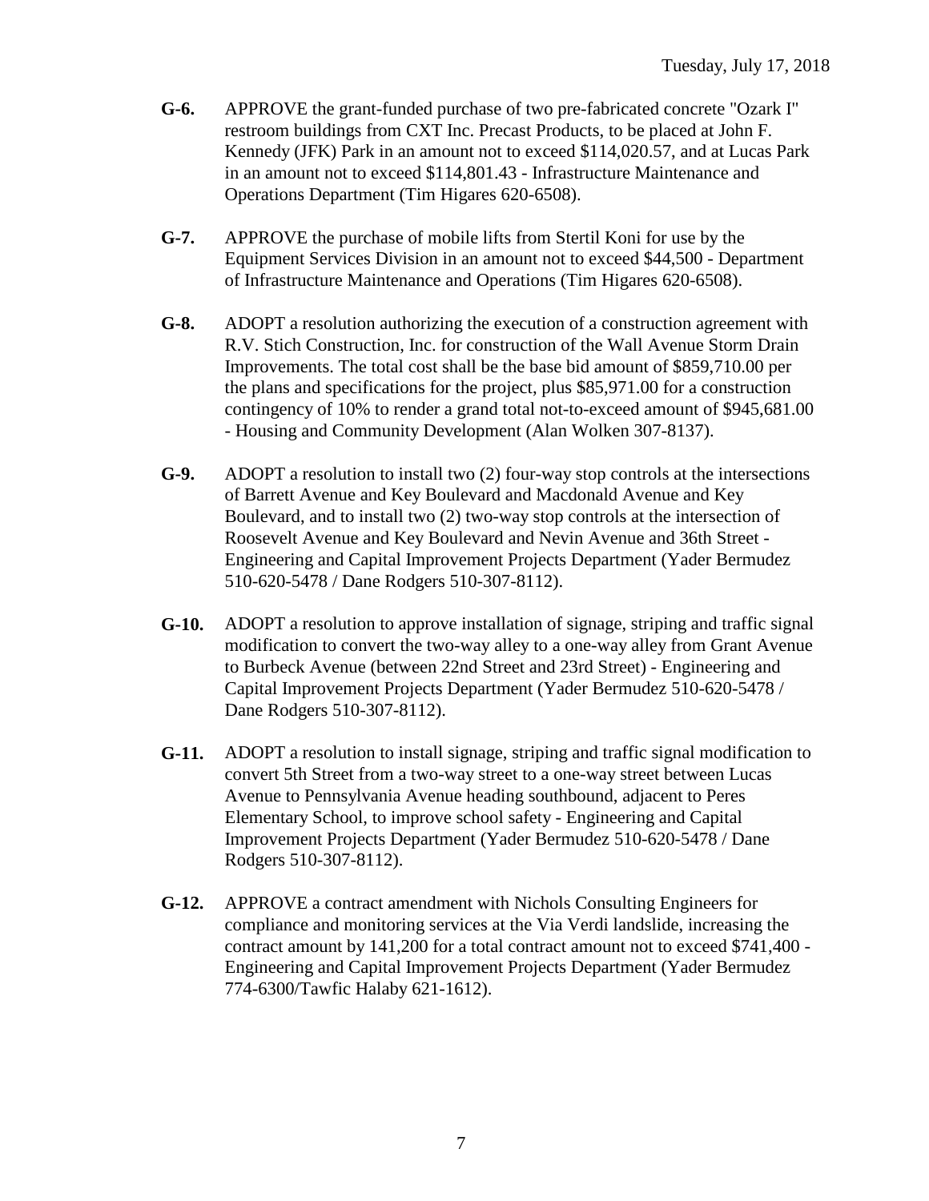**G-6.** APPROVE the grant-funded purchase of two pre-fabricated concrete "Ozark I" restroom buildings from CXT Inc. Precast Products, to be placed at John F. Kennedy (JFK) Park in an amount not to exceed $114,020.57, and at Lucas Park in an amount not to exceed $114,801.43 - Infrastructure Maintenance and Operations Department (Tim Higares 620-6508).

**G-7.** APPROVE the purchase of mobile lifts from Stertil Koni for use by the Equipment Services Division in an amount not to exceed $44,500 - Department of Infrastructure Maintenance and Operations (Tim Higares 620-6508).

**G-8.** ADOPT a resolution authorizing the execution of a construction agreement with R.V. Stich Construction, Inc. for construction of the Wall Avenue Storm Drain Improvements. The total cost shall be the base bid amount of $859,710.00 per the plans and specifications for the project, plus $85,971.00 for a construction contingency of 10% to render a grand total not-to-exceed amount of $945,681.00 - Housing and Community Development (Alan Wolken 307-8137).

**G-9.** ADOPT a resolution to install two (2) four-way stop controls at the intersections of Barrett Avenue and Key Boulevard and Macdonald Avenue and Key Boulevard, and to install two (2) two-way stop controls at the intersection of Roosevelt Avenue and Key Boulevard and Nevin Avenue and 36th Street - Engineering and Capital Improvement Projects Department (Yader Bermudez 510-620-5478 / Dane Rodgers 510-307-8112).

**G-10.** ADOPT a resolution to approve installation of signage, striping and traffic signal modification to convert the two-way alley to a one-way alley from Grant Avenue to Burbeck Avenue (between 22nd Street and 23rd Street) - Engineering and Capital Improvement Projects Department (Yader Bermudez 510-620-5478 / Dane Rodgers 510-307-8112).

**G-11.** ADOPT a resolution to install signage, striping and traffic signal modification to convert 5th Street from a two-way street to a one-way street between Lucas Avenue to Pennsylvania Avenue heading southbound, adjacent to Peres Elementary School, to improve school safety - Engineering and Capital Improvement Projects Department (Yader Bermudez 510-620-5478 / Dane Rodgers 510-307-8112).

**G-12.** APPROVE a contract amendment with Nichols Consulting Engineers for compliance and monitoring services at the Via Verdi landslide, increasing the contract amount by 141,200 for a total contract amount not to exceed $741,400 - Engineering and Capital Improvement Projects Department (Yader Bermudez 774-6300/Tawfic Halaby 621-1612).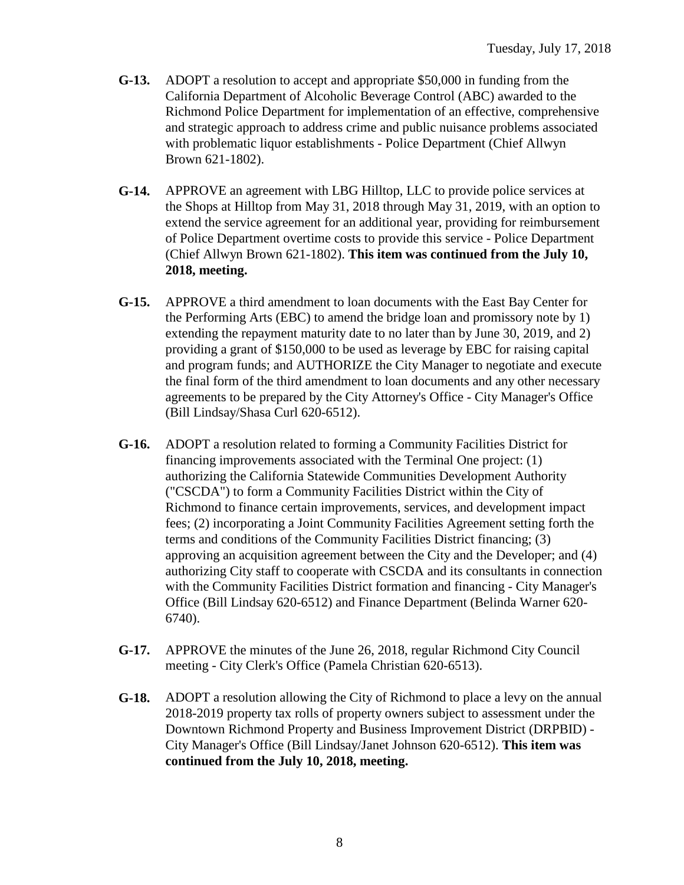**G-13.** ADOPT a resolution to accept and appropriate $50,000 in funding from the California Department of Alcoholic Beverage Control (ABC) awarded to the Richmond Police Department for implementation of an effective, comprehensive and strategic approach to address crime and public nuisance problems associated with problematic liquor establishments - Police Department (Chief Allwyn Brown 621-1802).

**G-14.** APPROVE an agreement with LBG Hilltop, LLC to provide police services at the Shops at Hilltop from May 31, 2018 through May 31, 2019, with an option to extend the service agreement for an additional year, providing for reimbursement of Police Department overtime costs to provide this service - Police Department (Chief Allwyn Brown 621-1802). **This item was continued from the July 10, 2018, meeting.**

**G-15.** APPROVE a third amendment to loan documents with the East Bay Center for the Performing Arts (EBC) to amend the bridge loan and promissory note by 1) extending the repayment maturity date to no later than by June 30, 2019, and 2) providing a grant of $150,000 to be used as leverage by EBC for raising capital and program funds; and AUTHORIZE the City Manager to negotiate and execute the final form of the third amendment to loan documents and any other necessary agreements to be prepared by the City Attorney's Office - City Manager's Office (Bill Lindsay/Shasa Curl 620-6512).

**G-16.** ADOPT a resolution related to forming a Community Facilities District for financing improvements associated with the Terminal One project: (1) authorizing the California Statewide Communities Development Authority ("CSCDA") to form a Community Facilities District within the City of Richmond to finance certain improvements, services, and development impact fees; (2) incorporating a Joint Community Facilities Agreement setting forth the terms and conditions of the Community Facilities District financing; (3) approving an acquisition agreement between the City and the Developer; and (4) authorizing City staff to cooperate with CSCDA and its consultants in connection with the Community Facilities District formation and financing - City Manager's Office (Bill Lindsay 620-6512) and Finance Department (Belinda Warner 620-6740).

**G-17.** APPROVE the minutes of the June 26, 2018, regular Richmond City Council meeting - City Clerk's Office (Pamela Christian 620-6513).

**G-18.** ADOPT a resolution allowing the City of Richmond to place a levy on the annual 2018-2019 property tax rolls of property owners subject to assessment under the Downtown Richmond Property and Business Improvement District (DRPBID) - City Manager's Office (Bill Lindsay/Janet Johnson 620-6512). **This item was continued from the July 10, 2018, meeting.**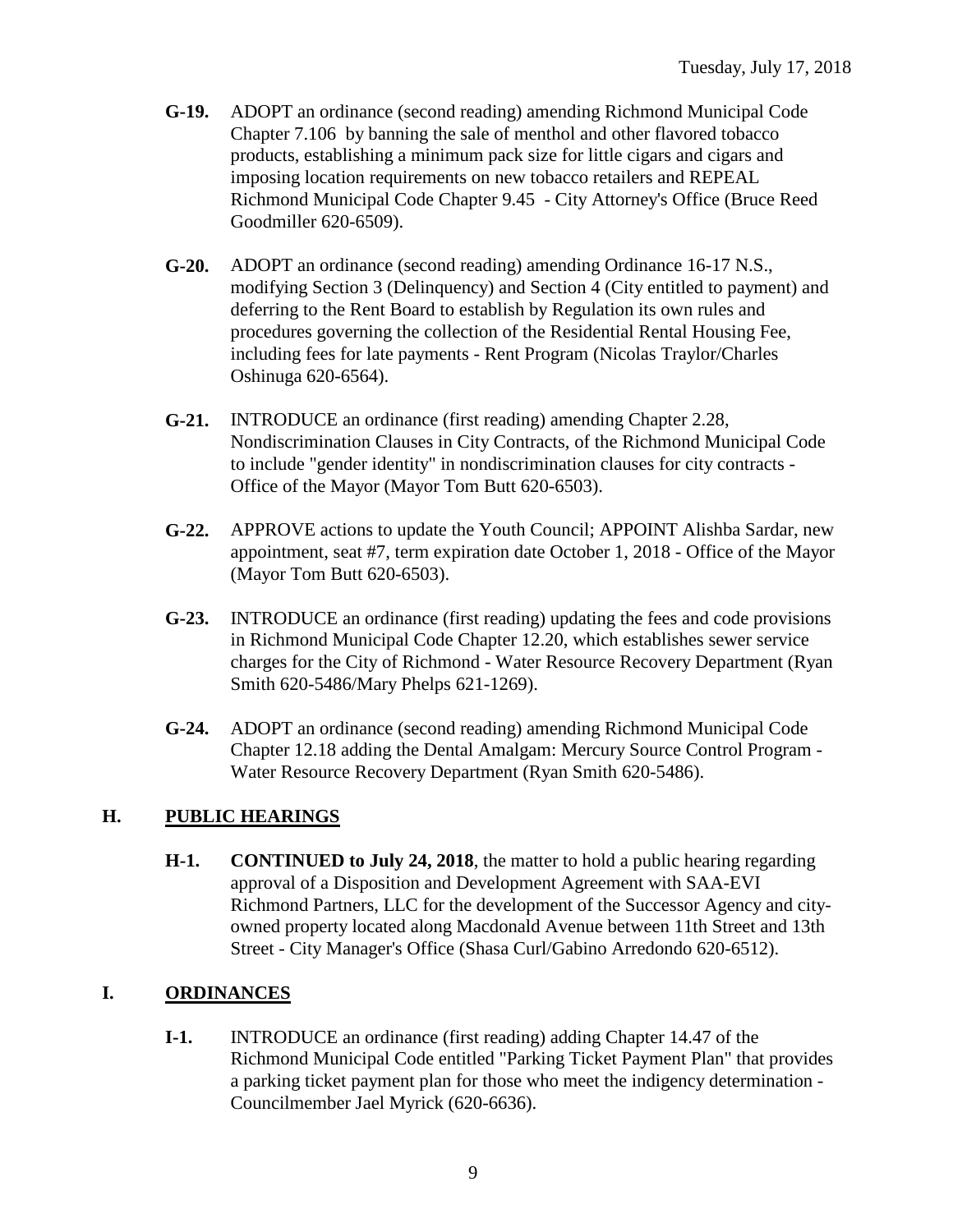- **G-19.** ADOPT an ordinance (second reading) amending Richmond Municipal Code Chapter 7.106 by banning the sale of menthol and other flavored tobacco products, establishing a minimum pack size for little cigars and cigars and imposing location requirements on new tobacco retailers and REPEAL Richmond Municipal Code Chapter 9.45 - City Attorney's Office (Bruce Reed Goodmiller 620-6509).

- **G-20.** ADOPT an ordinance (second reading) amending Ordinance 16-17 N.S., modifying Section 3 (Delinquency) and Section 4 (City entitled to payment) and deferring to the Rent Board to establish by Regulation its own rules and procedures governing the collection of the Residential Rental Housing Fee, including fees for late payments - Rent Program (Nicolas Traylor/Charles Oshinuga 620-6564).

- **G-21.** INTRODUCE an ordinance (first reading) amending Chapter 2.28, Nondiscrimination Clauses in City Contracts, of the Richmond Municipal Code to include "gender identity" in nondiscrimination clauses for city contracts - Office of the Mayor (Mayor Tom Butt 620-6503).

- **G-22.** APPROVE actions to update the Youth Council; APPOINT Alishba Sardar, new appointment, seat #7, term expiration date October 1, 2018 - Office of the Mayor (Mayor Tom Butt 620-6503).

- **G-23.** INTRODUCE an ordinance (first reading) updating the fees and code provisions in Richmond Municipal Code Chapter 12.20, which establishes sewer service charges for the City of Richmond - Water Resource Recovery Department (Ryan Smith 620-5486/Mary Phelps 621-1269).

- **G-24.** ADOPT an ordinance (second reading) amending Richmond Municipal Code Chapter 12.18 adding the Dental Amalgam: Mercury Source Control Program - Water Resource Recovery Department (Ryan Smith 620-5486).

## H. PUBLIC HEARINGS

- **H-1.** **CONTINUED to July 24, 2018**, the matter to hold a public hearing regarding approval of a Disposition and Development Agreement with SAA-EVI Richmond Partners, LLC for the development of the Successor Agency and city-owned property located along Macdonald Avenue between 11th Street and 13th Street - City Manager's Office (Shasa Curl/Gabino Arredondo 620-6512).

## I. ORDINANCES

- **I-1.** INTRODUCE an ordinance (first reading) adding Chapter 14.47 of the Richmond Municipal Code entitled "Parking Ticket Payment Plan" that provides a parking ticket payment plan for those who meet the indigency determination - Councilmember Jael Myrick (620-6636).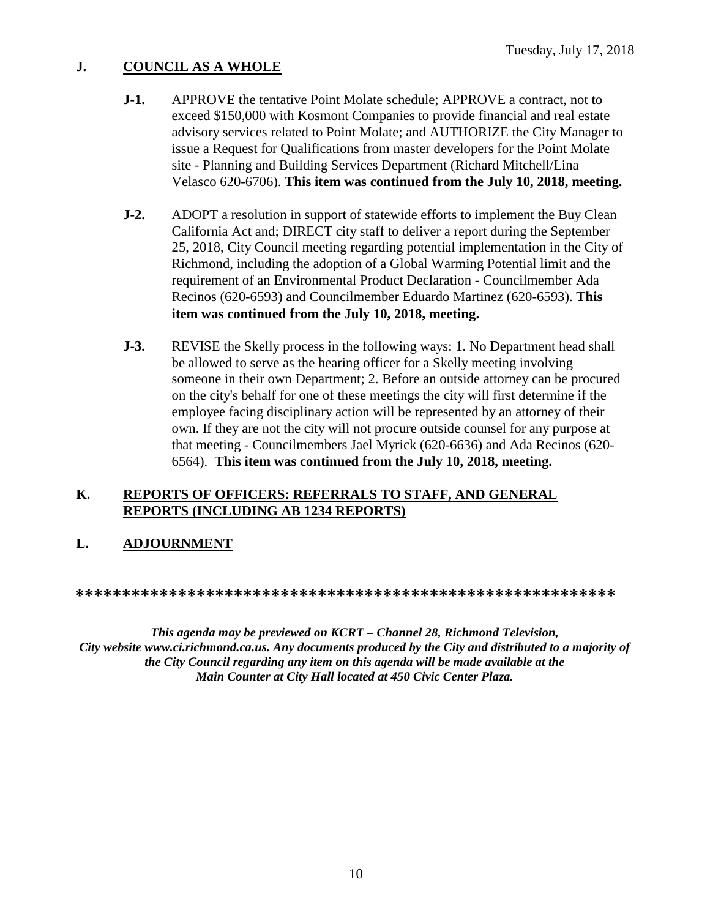## J. COUNCIL AS A WHOLE

**J-1.** APPROVE the tentative Point Molate schedule; APPROVE a contract, not to exceed $150,000 with Kosmont Companies to provide financial and real estate advisory services related to Point Molate; and AUTHORIZE the City Manager to issue a Request for Qualifications from master developers for the Point Molate site - Planning and Building Services Department (Richard Mitchell/Lina Velasco 620-6706). **This item was continued from the July 10, 2018, meeting.**

**J-2.** ADOPT a resolution in support of statewide efforts to implement the Buy Clean California Act and; DIRECT city staff to deliver a report during the September 25, 2018, City Council meeting regarding potential implementation in the City of Richmond, including the adoption of a Global Warming Potential limit and the requirement of an Environmental Product Declaration - Councilmember Ada Recinos (620-6593) and Councilmember Eduardo Martinez (620-6593). **This item was continued from the July 10, 2018, meeting.**

**J-3.** REVISE the Skelly process in the following ways: 1. No Department head shall be allowed to serve as the hearing officer for a Skelly meeting involving someone in their own Department; 2. Before an outside attorney can be procured on the city's behalf for one of these meetings the city will first determine if the employee facing disciplinary action will be represented by an attorney of their own. If they are not the city will not procure outside counsel for any purpose at that meeting - Councilmembers Jael Myrick (620-6636) and Ada Recinos (620-6564). **This item was continued from the July 10, 2018, meeting.**

## K. REPORTS OF OFFICERS: REFERRALS TO STAFF, AND GENERAL REPORTS (INCLUDING AB 1234 REPORTS)

## L. ADJOURNMENT

**********************************************************

*This agenda may be previewed on KCRT – Channel 28, Richmond Television, City website www.ci.richmond.ca.us. Any documents produced by the City and distributed to a majority of the City Council regarding any item on this agenda will be made available at the Main Counter at City Hall located at 450 Civic Center Plaza.*